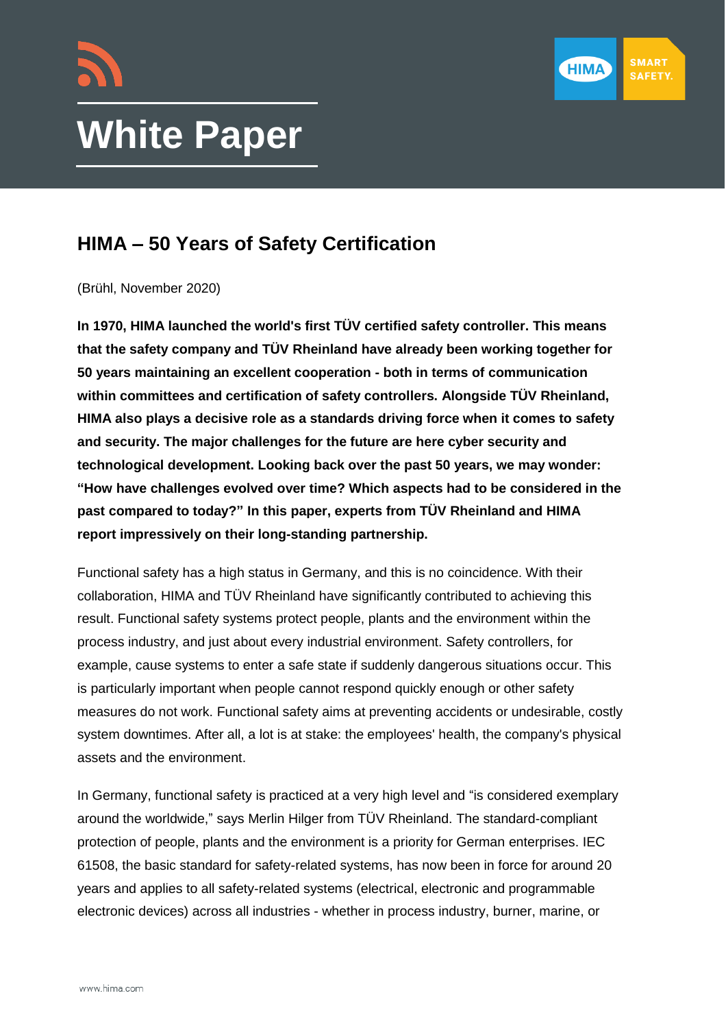# White Paper

## HIMA – 50 Years of Safety Certification

(Brühl, November 2020)

**In 1970, HIMA launched the world's first TÜV certified safety controller. This means that the safety company and TÜV Rheinland have already been working together for 50 years maintaining an excellent cooperation - both in terms of communication within committees and certification of safety controllers. Alongside TÜV Rheinland, HIMA also plays a decisive role as a standards driving force when it comes to safety and security. The major challenges for the future are here cyber security and technological development. Looking back over the past 50 years, we may wonder: "How have challenges evolved over time? Which aspects had to be considered in the past compared to today?" In this paper, experts from TÜV Rheinland and HIMA report impressively on their long-standing partnership.**

Functional safety has a high status in Germany, and this is no coincidence. With their collaboration, HIMA and TÜV Rheinland have significantly contributed to achieving this result. Functional safety systems protect people, plants and the environment within the process industry, and just about every industrial environment. Safety controllers, for example, cause systems to enter a safe state if suddenly dangerous situations occur. This is particularly important when people cannot respond quickly enough or other safety measures do not work. Functional safety aims at preventing accidents or undesirable, costly system downtimes. After all, a lot is at stake: the employees' health, the company's physical assets and the environment.

In Germany, functional safety is practiced at a very high level and "is considered exemplary around the worldwide," says Merlin Hilger from TÜV Rheinland. The standard-compliant protection of people, plants and the environment is a priority for German enterprises. IEC 61508, the basic standard for safety-related systems, has now been in force for around 20 years and applies to all safety-related systems (electrical, electronic and programmable electronic devices) across all industries - whether in process industry, burner, marine, or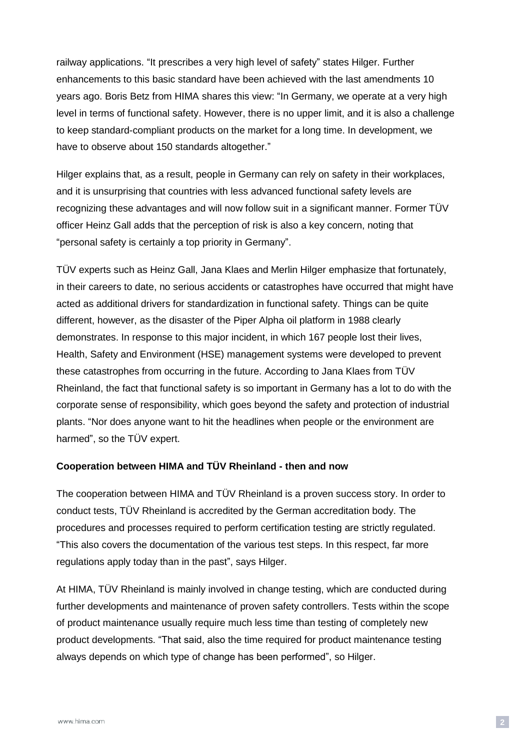railway applications. “It prescribes a very high level of safety” states Hilger. Further enhancements to this basic standard have been achieved with the last amendments 10 years ago. Boris Betz from HIMA shares this view: “In Germany, we operate at a very high level in terms of functional safety. However, there is no upper limit, and it is also a challenge to keep standard-compliant products on the market for a long time. In development, we have to observe about 150 standards altogether.”

Hilger explains that, as a result, people in Germany can rely on safety in their workplaces, and it is unsurprising that countries with less advanced functional safety levels are recognizing these advantages and will now follow suit in a significant manner. Former TÜV officer Heinz Gall adds that the perception of risk is also a key concern, noting that “personal safety is certainly a top priority in Germany”.

TÜV experts such as Heinz Gall, Jana Klaes and Merlin Hilger emphasize that fortunately, in their careers to date, no serious accidents or catastrophes have occurred that might have acted as additional drivers for standardization in functional safety. Things can be quite different, however, as the disaster of the Piper Alpha oil platform in 1988 clearly demonstrates. In response to this major incident, in which 167 people lost their lives, Health, Safety and Environment (HSE) management systems were developed to prevent these catastrophes from occurring in the future. According to Jana Klaes from TÜV Rheinland, the fact that functional safety is so important in Germany has a lot to do with the corporate sense of responsibility, which goes beyond the safety and protection of industrial plants. “Nor does anyone want to hit the headlines when people or the environment are harmed”, so the TÜV expert.

**Cooperation between HIMA and TÜV Rheinland - then and now**

The cooperation between HIMA and TÜV Rheinland is a proven success story. In order to conduct tests, TÜV Rheinland is accredited by the German accreditation body. The procedures and processes required to perform certification testing are strictly regulated. “This also covers the documentation of the various test steps. In this respect, far more regulations apply today than in the past”, says Hilger.

At HIMA, TÜV Rheinland is mainly involved in change testing, which are conducted during further developments and maintenance of proven safety controllers. Tests within the scope of product maintenance usually require much less time than testing of completely new product developments. “That said, also the time required for product maintenance testing always depends on which type of change has been performed”, so Hilger.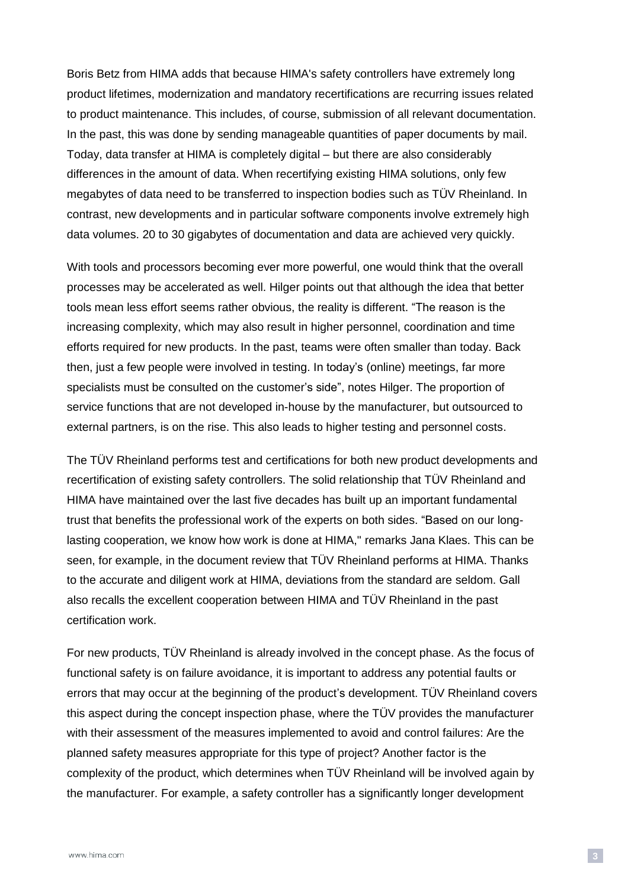Boris Betz from HIMA adds that because HIMA's safety controllers have extremely long product lifetimes, modernization and mandatory recertifications are recurring issues related to product maintenance. This includes, of course, submission of all relevant documentation. In the past, this was done by sending manageable quantities of paper documents by mail. Today, data transfer at HIMA is completely digital – but there are also considerably differences in the amount of data. When recertifying existing HIMA solutions, only few megabytes of data need to be transferred to inspection bodies such as TÜV Rheinland. In contrast, new developments and in particular software components involve extremely high data volumes. 20 to 30 gigabytes of documentation and data are achieved very quickly.

With tools and processors becoming ever more powerful, one would think that the overall processes may be accelerated as well. Hilger points out that although the idea that better tools mean less effort seems rather obvious, the reality is different. "The reason is the increasing complexity, which may also result in higher personnel, coordination and time efforts required for new products. In the past, teams were often smaller than today. Back then, just a few people were involved in testing. In today's (online) meetings, far more specialists must be consulted on the customer's side", notes Hilger. The proportion of service functions that are not developed in-house by the manufacturer, but outsourced to external partners, is on the rise. This also leads to higher testing and personnel costs.

The TÜV Rheinland performs test and certifications for both new product developments and recertification of existing safety controllers. The solid relationship that TÜV Rheinland and HIMA have maintained over the last five decades has built up an important fundamental trust that benefits the professional work of the experts on both sides. "Based on our long-lasting cooperation, we know how work is done at HIMA," remarks Jana Klaes. This can be seen, for example, in the document review that TÜV Rheinland performs at HIMA. Thanks to the accurate and diligent work at HIMA, deviations from the standard are seldom. Gall also recalls the excellent cooperation between HIMA and TÜV Rheinland in the past certification work.

For new products, TÜV Rheinland is already involved in the concept phase. As the focus of functional safety is on failure avoidance, it is important to address any potential faults or errors that may occur at the beginning of the product's development. TÜV Rheinland covers this aspect during the concept inspection phase, where the TÜV provides the manufacturer with their assessment of the measures implemented to avoid and control failures: Are the planned safety measures appropriate for this type of project? Another factor is the complexity of the product, which determines when TÜV Rheinland will be involved again by the manufacturer. For example, a safety controller has a significantly longer development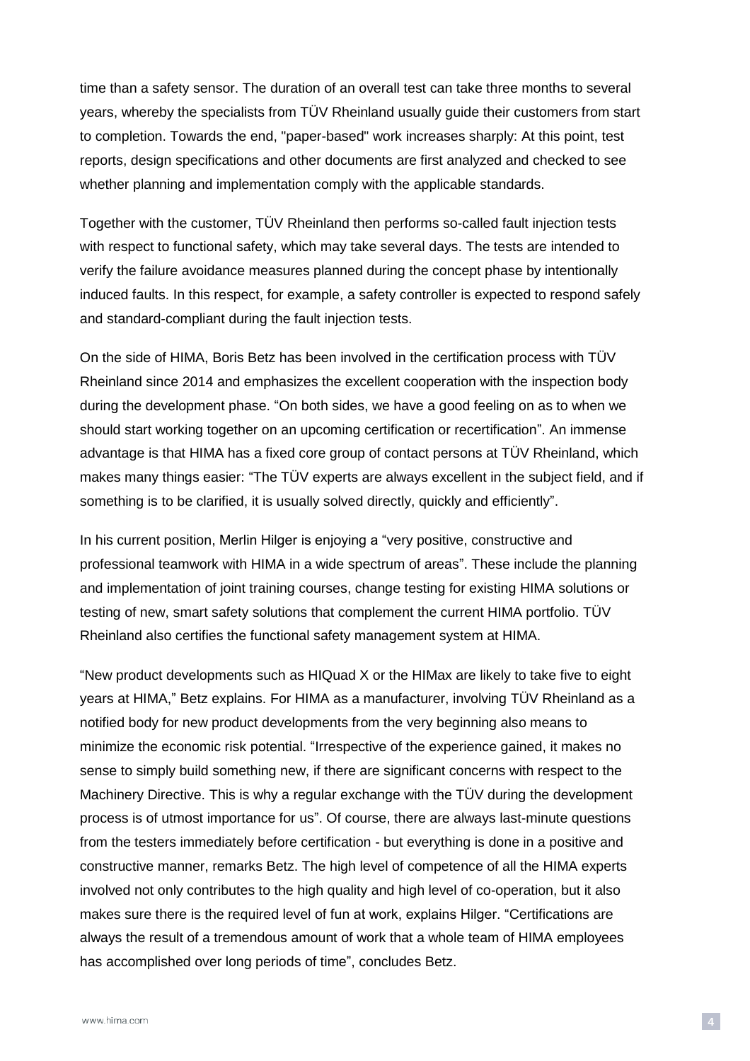time than a safety sensor. The duration of an overall test can take three months to several years, whereby the specialists from TÜV Rheinland usually guide their customers from start to completion. Towards the end, "paper-based" work increases sharply: At this point, test reports, design specifications and other documents are first analyzed and checked to see whether planning and implementation comply with the applicable standards.

Together with the customer, TÜV Rheinland then performs so-called fault injection tests with respect to functional safety, which may take several days. The tests are intended to verify the failure avoidance measures planned during the concept phase by intentionally induced faults. In this respect, for example, a safety controller is expected to respond safely and standard-compliant during the fault injection tests.

On the side of HIMA, Boris Betz has been involved in the certification process with TÜV Rheinland since 2014 and emphasizes the excellent cooperation with the inspection body during the development phase. "On both sides, we have a good feeling on as to when we should start working together on an upcoming certification or recertification". An immense advantage is that HIMA has a fixed core group of contact persons at TÜV Rheinland, which makes many things easier: "The TÜV experts are always excellent in the subject field, and if something is to be clarified, it is usually solved directly, quickly and efficiently".

In his current position, Merlin Hilger is enjoying a "very positive, constructive and professional teamwork with HIMA in a wide spectrum of areas". These include the planning and implementation of joint training courses, change testing for existing HIMA solutions or testing of new, smart safety solutions that complement the current HIMA portfolio. TÜV Rheinland also certifies the functional safety management system at HIMA.

"New product developments such as HIQuad X or the HIMax are likely to take five to eight years at HIMA," Betz explains. For HIMA as a manufacturer, involving TÜV Rheinland as a notified body for new product developments from the very beginning also means to minimize the economic risk potential. "Irrespective of the experience gained, it makes no sense to simply build something new, if there are significant concerns with respect to the Machinery Directive. This is why a regular exchange with the TÜV during the development process is of utmost importance for us". Of course, there are always last-minute questions from the testers immediately before certification - but everything is done in a positive and constructive manner, remarks Betz. The high level of competence of all the HIMA experts involved not only contributes to the high quality and high level of co-operation, but it also makes sure there is the required level of fun at work, explains Hilger. "Certifications are always the result of a tremendous amount of work that a whole team of HIMA employees has accomplished over long periods of time", concludes Betz.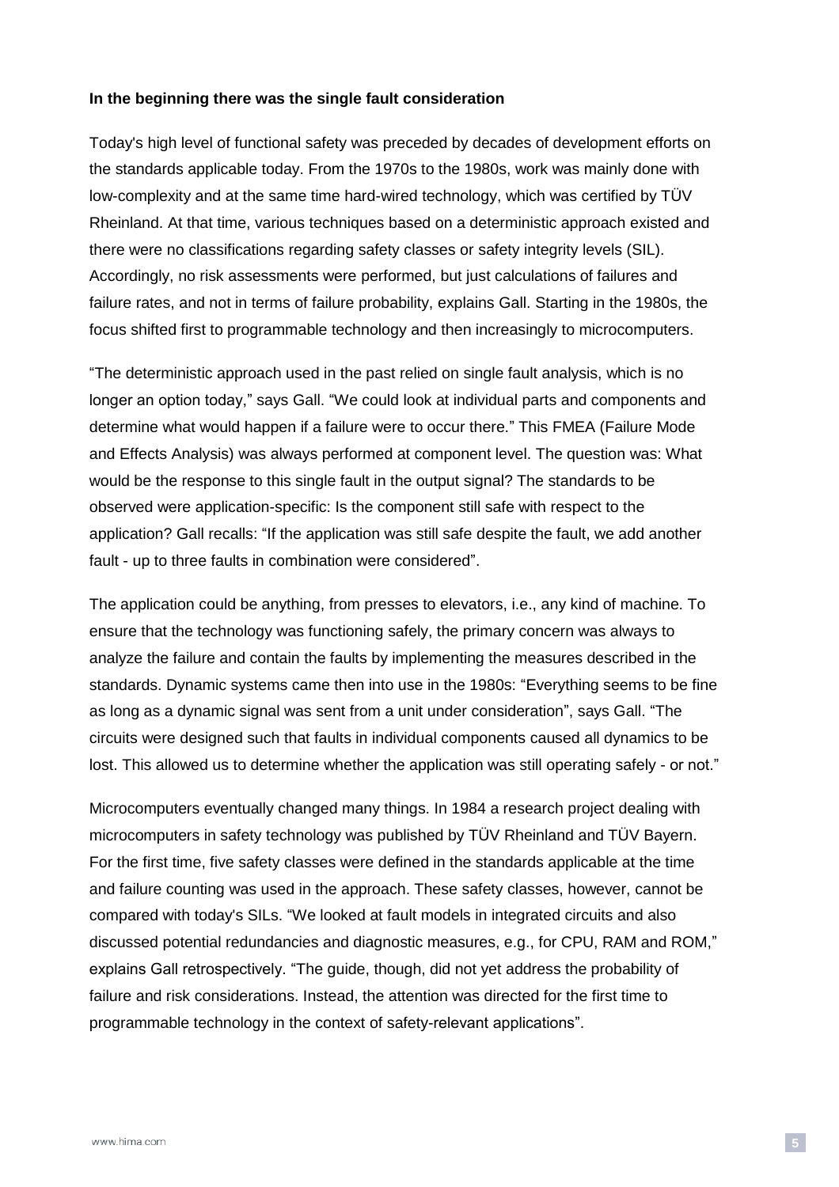**In the beginning there was the single fault consideration**

Today's high level of functional safety was preceded by decades of development efforts on the standards applicable today. From the 1970s to the 1980s, work was mainly done with low-complexity and at the same time hard-wired technology, which was certified by TÜV Rheinland. At that time, various techniques based on a deterministic approach existed and there were no classifications regarding safety classes or safety integrity levels (SIL). Accordingly, no risk assessments were performed, but just calculations of failures and failure rates, and not in terms of failure probability, explains Gall. Starting in the 1980s, the focus shifted first to programmable technology and then increasingly to microcomputers.

“The deterministic approach used in the past relied on single fault analysis, which is no longer an option today,” says Gall. “We could look at individual parts and components and determine what would happen if a failure were to occur there.” This FMEA (Failure Mode and Effects Analysis) was always performed at component level. The question was: What would be the response to this single fault in the output signal? The standards to be observed were application-specific: Is the component still safe with respect to the application? Gall recalls: “If the application was still safe despite the fault, we add another fault - up to three faults in combination were considered”.

The application could be anything, from presses to elevators, i.e., any kind of machine. To ensure that the technology was functioning safely, the primary concern was always to analyze the failure and contain the faults by implementing the measures described in the standards. Dynamic systems came then into use in the 1980s: “Everything seems to be fine as long as a dynamic signal was sent from a unit under consideration”, says Gall. “The circuits were designed such that faults in individual components caused all dynamics to be lost. This allowed us to determine whether the application was still operating safely - or not.”

Microcomputers eventually changed many things. In 1984 a research project dealing with microcomputers in safety technology was published by TÜV Rheinland and TÜV Bayern. For the first time, five safety classes were defined in the standards applicable at the time and failure counting was used in the approach. These safety classes, however, cannot be compared with today's SILs. “We looked at fault models in integrated circuits and also discussed potential redundancies and diagnostic measures, e.g., for CPU, RAM and ROM,” explains Gall retrospectively. “The guide, though, did not yet address the probability of failure and risk considerations. Instead, the attention was directed for the first time to programmable technology in the context of safety-relevant applications”.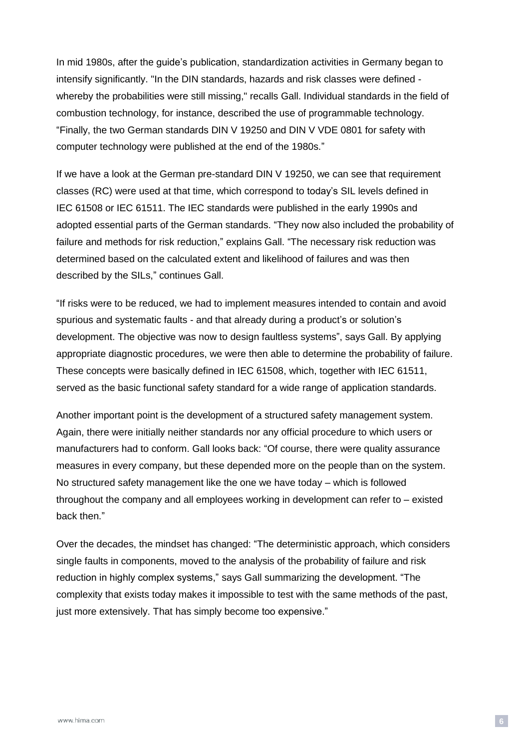In mid 1980s, after the guide's publication, standardization activities in Germany began to intensify significantly. "In the DIN standards, hazards and risk classes were defined - whereby the probabilities were still missing," recalls Gall. Individual standards in the field of combustion technology, for instance, described the use of programmable technology. "Finally, the two German standards DIN V 19250 and DIN V VDE 0801 for safety with computer technology were published at the end of the 1980s."

If we have a look at the German pre-standard DIN V 19250, we can see that requirement classes (RC) were used at that time, which correspond to today's SIL levels defined in IEC 61508 or IEC 61511. The IEC standards were published in the early 1990s and adopted essential parts of the German standards. "They now also included the probability of failure and methods for risk reduction," explains Gall. "The necessary risk reduction was determined based on the calculated extent and likelihood of failures and was then described by the SILs," continues Gall.

"If risks were to be reduced, we had to implement measures intended to contain and avoid spurious and systematic faults - and that already during a product's or solution's development. The objective was now to design faultless systems", says Gall. By applying appropriate diagnostic procedures, we were then able to determine the probability of failure. These concepts were basically defined in IEC 61508, which, together with IEC 61511, served as the basic functional safety standard for a wide range of application standards.

Another important point is the development of a structured safety management system. Again, there were initially neither standards nor any official procedure to which users or manufacturers had to conform. Gall looks back: "Of course, there were quality assurance measures in every company, but these depended more on the people than on the system. No structured safety management like the one we have today – which is followed throughout the company and all employees working in development can refer to – existed back then."

Over the decades, the mindset has changed: "The deterministic approach, which considers single faults in components, moved to the analysis of the probability of failure and risk reduction in highly complex systems," says Gall summarizing the development. "The complexity that exists today makes it impossible to test with the same methods of the past, just more extensively. That has simply become too expensive."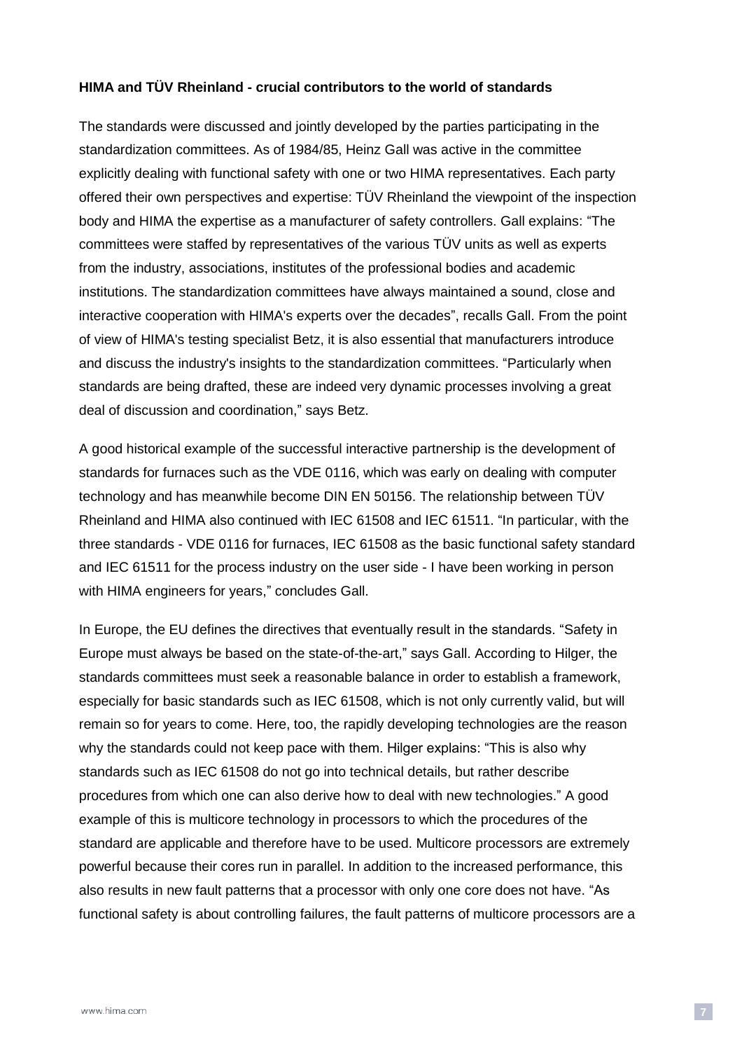**HIMA and TÜV Rheinland - crucial contributors to the world of standards**

The standards were discussed and jointly developed by the parties participating in the standardization committees. As of 1984/85, Heinz Gall was active in the committee explicitly dealing with functional safety with one or two HIMA representatives. Each party offered their own perspectives and expertise: TÜV Rheinland the viewpoint of the inspection body and HIMA the expertise as a manufacturer of safety controllers. Gall explains: "The committees were staffed by representatives of the various TÜV units as well as experts from the industry, associations, institutes of the professional bodies and academic institutions. The standardization committees have always maintained a sound, close and interactive cooperation with HIMA's experts over the decades", recalls Gall. From the point of view of HIMA's testing specialist Betz, it is also essential that manufacturers introduce and discuss the industry's insights to the standardization committees. "Particularly when standards are being drafted, these are indeed very dynamic processes involving a great deal of discussion and coordination," says Betz.

A good historical example of the successful interactive partnership is the development of standards for furnaces such as the VDE 0116, which was early on dealing with computer technology and has meanwhile become DIN EN 50156. The relationship between TÜV Rheinland and HIMA also continued with IEC 61508 and IEC 61511. "In particular, with the three standards - VDE 0116 for furnaces, IEC 61508 as the basic functional safety standard and IEC 61511 for the process industry on the user side - I have been working in person with HIMA engineers for years," concludes Gall.

In Europe, the EU defines the directives that eventually result in the standards. "Safety in Europe must always be based on the state-of-the-art," says Gall. According to Hilger, the standards committees must seek a reasonable balance in order to establish a framework, especially for basic standards such as IEC 61508, which is not only currently valid, but will remain so for years to come. Here, too, the rapidly developing technologies are the reason why the standards could not keep pace with them. Hilger explains: "This is also why standards such as IEC 61508 do not go into technical details, but rather describe procedures from which one can also derive how to deal with new technologies." A good example of this is multicore technology in processors to which the procedures of the standard are applicable and therefore have to be used. Multicore processors are extremely powerful because their cores run in parallel. In addition to the increased performance, this also results in new fault patterns that a processor with only one core does not have. "As functional safety is about controlling failures, the fault patterns of multicore processors are a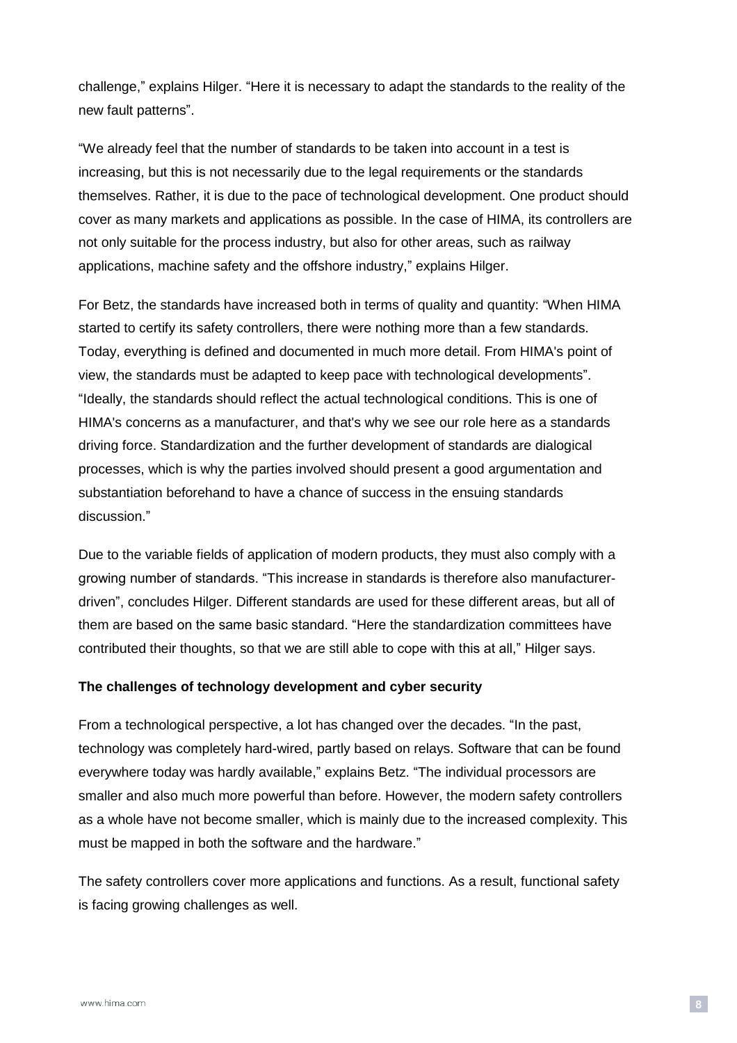challenge," explains Hilger. "Here it is necessary to adapt the standards to the reality of the new fault patterns".

"We already feel that the number of standards to be taken into account in a test is increasing, but this is not necessarily due to the legal requirements or the standards themselves. Rather, it is due to the pace of technological development. One product should cover as many markets and applications as possible. In the case of HIMA, its controllers are not only suitable for the process industry, but also for other areas, such as railway applications, machine safety and the offshore industry," explains Hilger.

For Betz, the standards have increased both in terms of quality and quantity: "When HIMA started to certify its safety controllers, there were nothing more than a few standards. Today, everything is defined and documented in much more detail. From HIMA's point of view, the standards must be adapted to keep pace with technological developments". "Ideally, the standards should reflect the actual technological conditions. This is one of HIMA's concerns as a manufacturer, and that's why we see our role here as a standards driving force. Standardization and the further development of standards are dialogical processes, which is why the parties involved should present a good argumentation and substantiation beforehand to have a chance of success in the ensuing standards discussion."

Due to the variable fields of application of modern products, they must also comply with a growing number of standards. "This increase in standards is therefore also manufacturer-driven", concludes Hilger. Different standards are used for these different areas, but all of them are based on the same basic standard. "Here the standardization committees have contributed their thoughts, so that we are still able to cope with this at all," Hilger says.

**The challenges of technology development and cyber security**

From a technological perspective, a lot has changed over the decades. "In the past, technology was completely hard-wired, partly based on relays. Software that can be found everywhere today was hardly available," explains Betz. "The individual processors are smaller and also much more powerful than before. However, the modern safety controllers as a whole have not become smaller, which is mainly due to the increased complexity. This must be mapped in both the software and the hardware."

The safety controllers cover more applications and functions. As a result, functional safety is facing growing challenges as well.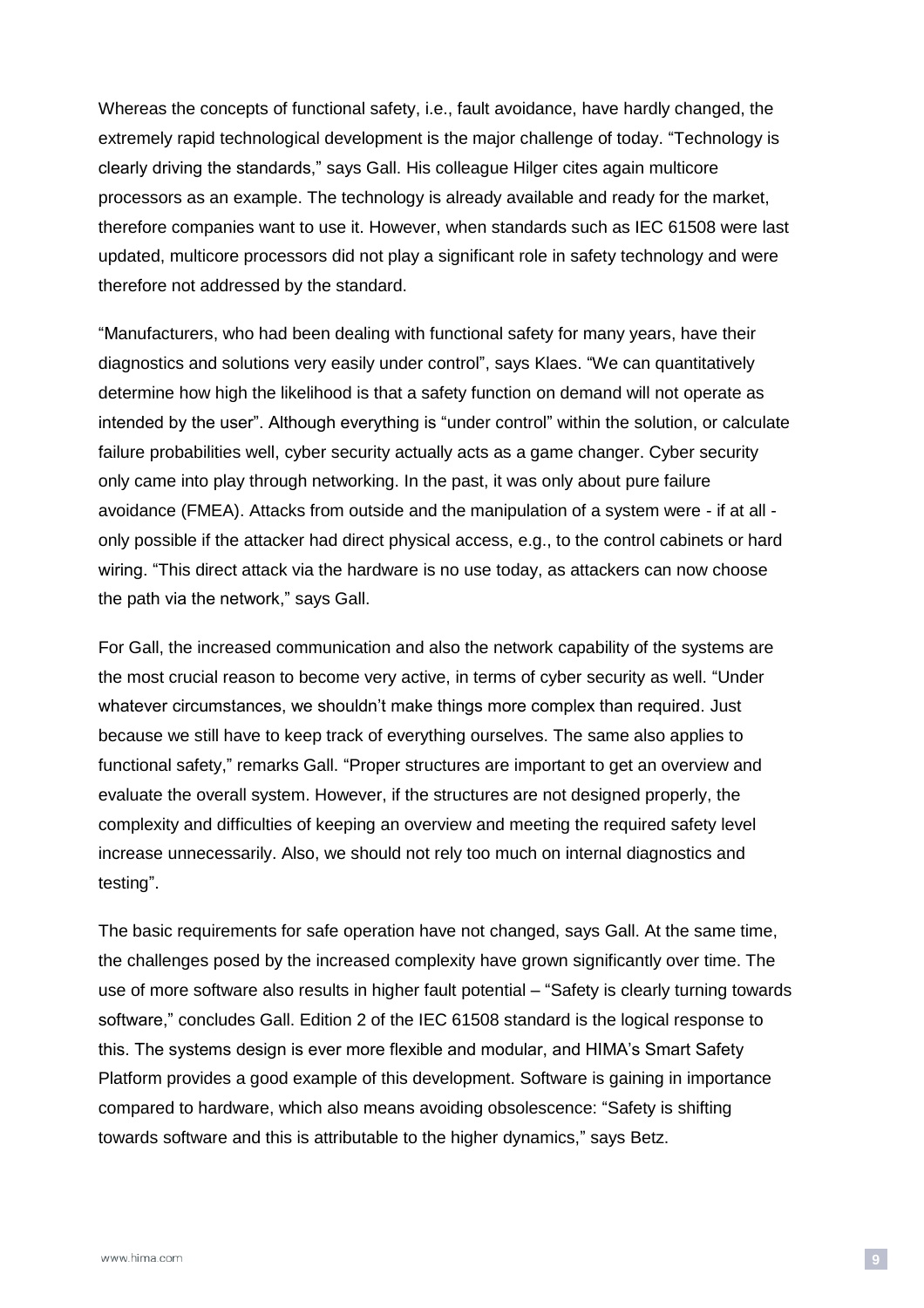Whereas the concepts of functional safety, i.e., fault avoidance, have hardly changed, the extremely rapid technological development is the major challenge of today. “Technology is clearly driving the standards,” says Gall. His colleague Hilger cites again multicore processors as an example. The technology is already available and ready for the market, therefore companies want to use it. However, when standards such as IEC 61508 were last updated, multicore processors did not play a significant role in safety technology and were therefore not addressed by the standard.

“Manufacturers, who had been dealing with functional safety for many years, have their diagnostics and solutions very easily under control”, says Klaes. “We can quantitatively determine how high the likelihood is that a safety function on demand will not operate as intended by the user”. Although everything is “under control” within the solution, or calculate failure probabilities well, cyber security actually acts as a game changer. Cyber security only came into play through networking. In the past, it was only about pure failure avoidance (FMEA). Attacks from outside and the manipulation of a system were - if at all - only possible if the attacker had direct physical access, e.g., to the control cabinets or hard wiring. “This direct attack via the hardware is no use today, as attackers can now choose the path via the network,” says Gall.

For Gall, the increased communication and also the network capability of the systems are the most crucial reason to become very active, in terms of cyber security as well. “Under whatever circumstances, we shouldn’t make things more complex than required. Just because we still have to keep track of everything ourselves. The same also applies to functional safety,” remarks Gall. “Proper structures are important to get an overview and evaluate the overall system. However, if the structures are not designed properly, the complexity and difficulties of keeping an overview and meeting the required safety level increase unnecessarily. Also, we should not rely too much on internal diagnostics and testing”.

The basic requirements for safe operation have not changed, says Gall. At the same time, the challenges posed by the increased complexity have grown significantly over time. The use of more software also results in higher fault potential – “Safety is clearly turning towards software,” concludes Gall. Edition 2 of the IEC 61508 standard is the logical response to this. The systems design is ever more flexible and modular, and HIMA’s Smart Safety Platform provides a good example of this development. Software is gaining in importance compared to hardware, which also means avoiding obsolescence: “Safety is shifting towards software and this is attributable to the higher dynamics,” says Betz.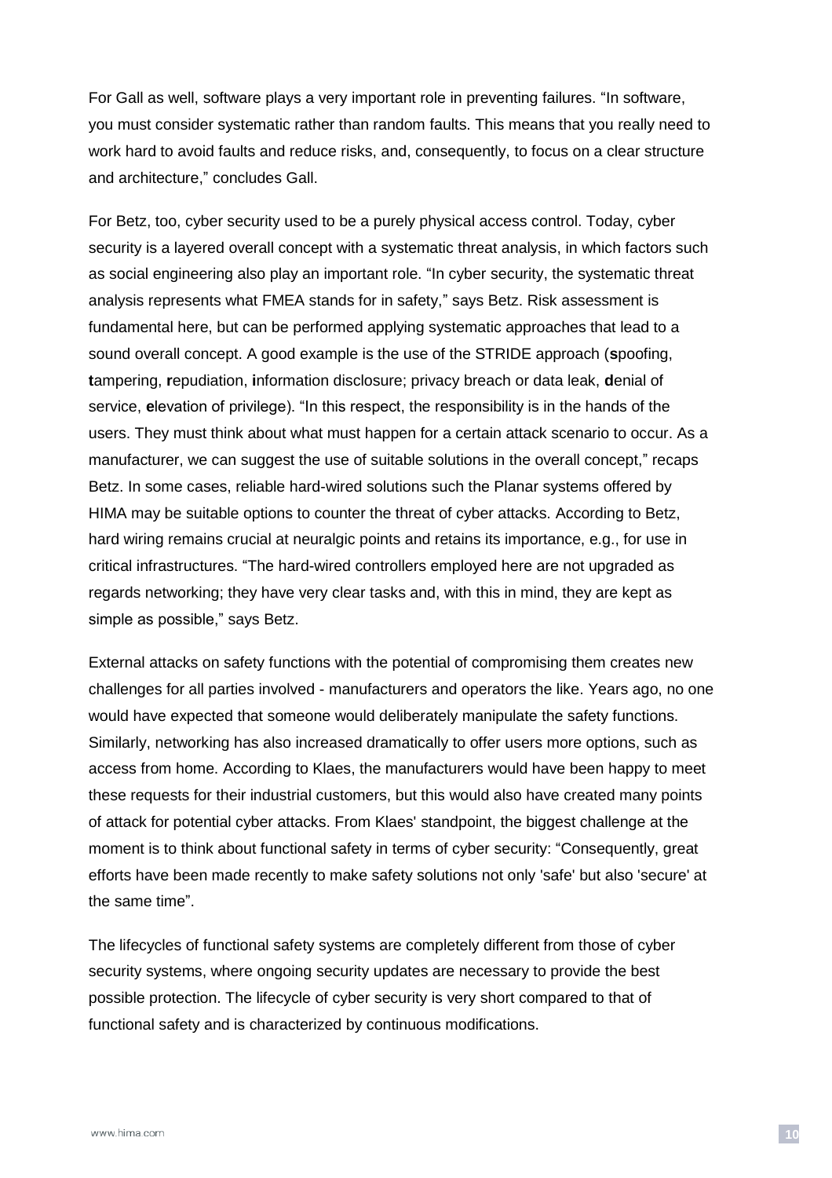For Gall as well, software plays a very important role in preventing failures. “In software, you must consider systematic rather than random faults. This means that you really need to work hard to avoid faults and reduce risks, and, consequently, to focus on a clear structure and architecture,” concludes Gall.

For Betz, too, cyber security used to be a purely physical access control. Today, cyber security is a layered overall concept with a systematic threat analysis, in which factors such as social engineering also play an important role. “In cyber security, the systematic threat analysis represents what FMEA stands for in safety,” says Betz. Risk assessment is fundamental here, but can be performed applying systematic approaches that lead to a sound overall concept. A good example is the use of the STRIDE approach (**s**poofing, **t**ampering, **r**epudiation, **i**nformation disclosure; privacy breach or data leak, **d**enial of service, **e**levation of privilege). “In this respect, the responsibility is in the hands of the users. They must think about what must happen for a certain attack scenario to occur. As a manufacturer, we can suggest the use of suitable solutions in the overall concept,” recaps Betz. In some cases, reliable hard-wired solutions such the Planar systems offered by HIMA may be suitable options to counter the threat of cyber attacks. According to Betz, hard wiring remains crucial at neuralgic points and retains its importance, e.g., for use in critical infrastructures. “The hard-wired controllers employed here are not upgraded as regards networking; they have very clear tasks and, with this in mind, they are kept as simple as possible,” says Betz.

External attacks on safety functions with the potential of compromising them creates new challenges for all parties involved - manufacturers and operators the like. Years ago, no one would have expected that someone would deliberately manipulate the safety functions. Similarly, networking has also increased dramatically to offer users more options, such as access from home. According to Klaes, the manufacturers would have been happy to meet these requests for their industrial customers, but this would also have created many points of attack for potential cyber attacks. From Klaes' standpoint, the biggest challenge at the moment is to think about functional safety in terms of cyber security: “Consequently, great efforts have been made recently to make safety solutions not only 'safe' but also 'secure' at the same time”.

The lifecycles of functional safety systems are completely different from those of cyber security systems, where ongoing security updates are necessary to provide the best possible protection. The lifecycle of cyber security is very short compared to that of functional safety and is characterized by continuous modifications.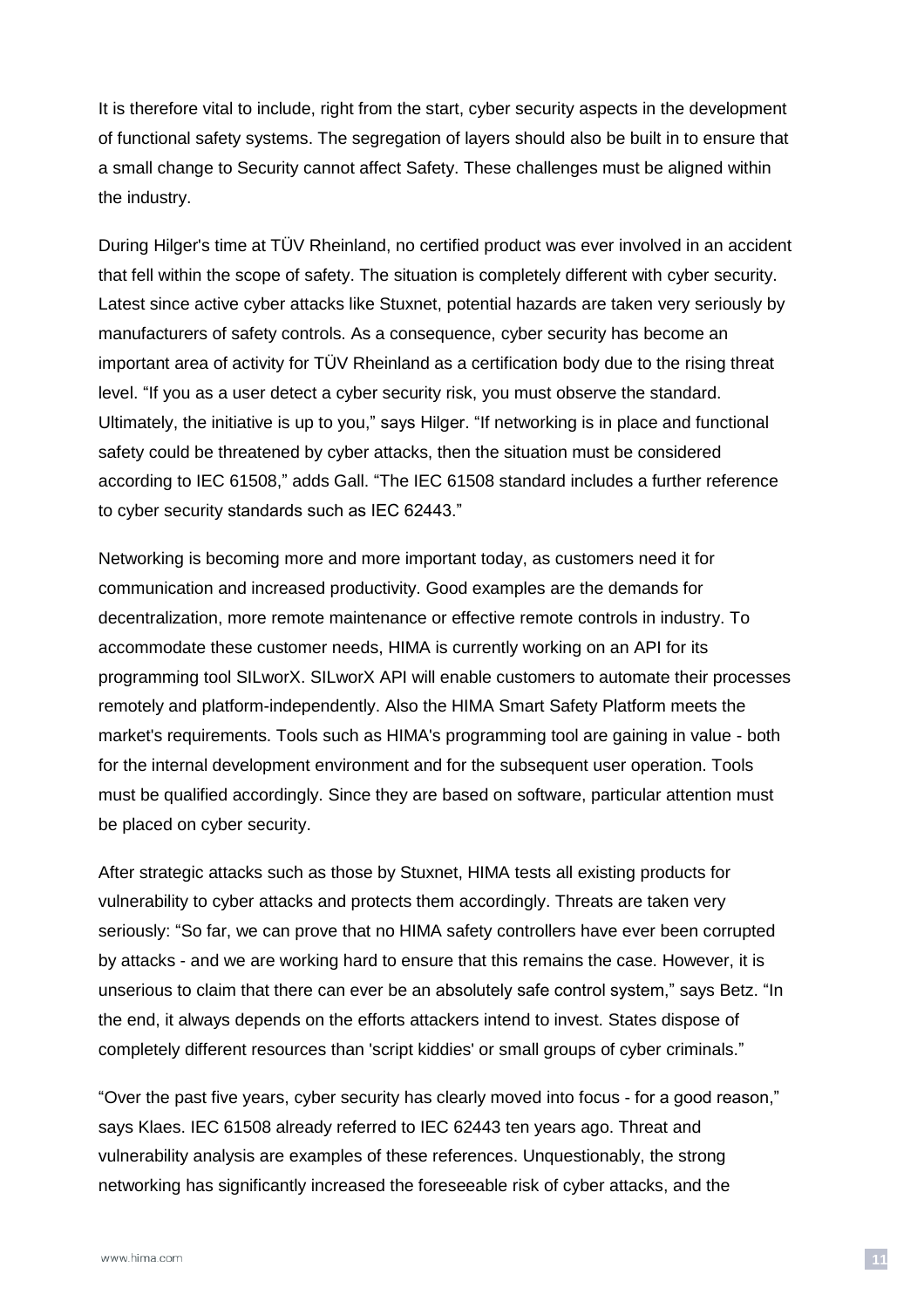It is therefore vital to include, right from the start, cyber security aspects in the development of functional safety systems. The segregation of layers should also be built in to ensure that a small change to Security cannot affect Safety. These challenges must be aligned within the industry.

During Hilger's time at TÜV Rheinland, no certified product was ever involved in an accident that fell within the scope of safety. The situation is completely different with cyber security. Latest since active cyber attacks like Stuxnet, potential hazards are taken very seriously by manufacturers of safety controls. As a consequence, cyber security has become an important area of activity for TÜV Rheinland as a certification body due to the rising threat level. "If you as a user detect a cyber security risk, you must observe the standard. Ultimately, the initiative is up to you," says Hilger. "If networking is in place and functional safety could be threatened by cyber attacks, then the situation must be considered according to IEC 61508," adds Gall. "The IEC 61508 standard includes a further reference to cyber security standards such as IEC 62443."

Networking is becoming more and more important today, as customers need it for communication and increased productivity. Good examples are the demands for decentralization, more remote maintenance or effective remote controls in industry. To accommodate these customer needs, HIMA is currently working on an API for its programming tool SILworX. SILworX API will enable customers to automate their processes remotely and platform-independently. Also the HIMA Smart Safety Platform meets the market's requirements. Tools such as HIMA's programming tool are gaining in value - both for the internal development environment and for the subsequent user operation. Tools must be qualified accordingly. Since they are based on software, particular attention must be placed on cyber security.

After strategic attacks such as those by Stuxnet, HIMA tests all existing products for vulnerability to cyber attacks and protects them accordingly. Threats are taken very seriously: "So far, we can prove that no HIMA safety controllers have ever been corrupted by attacks - and we are working hard to ensure that this remains the case. However, it is unserious to claim that there can ever be an absolutely safe control system," says Betz. "In the end, it always depends on the efforts attackers intend to invest. States dispose of completely different resources than 'script kiddies' or small groups of cyber criminals."

"Over the past five years, cyber security has clearly moved into focus - for a good reason," says Klaes. IEC 61508 already referred to IEC 62443 ten years ago. Threat and vulnerability analysis are examples of these references. Unquestionably, the strong networking has significantly increased the foreseeable risk of cyber attacks, and the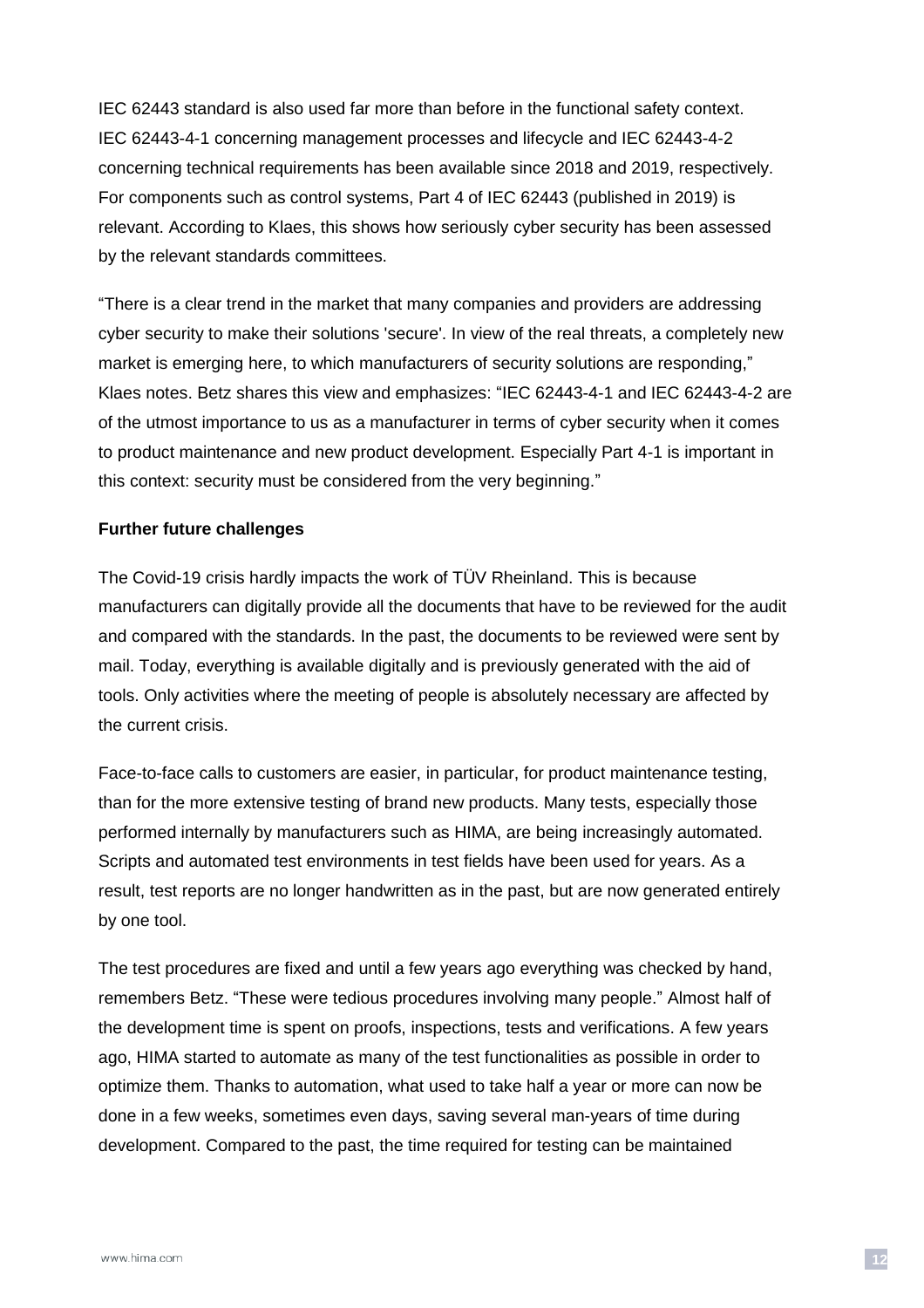IEC 62443 standard is also used far more than before in the functional safety context. IEC 62443-4-1 concerning management processes and lifecycle and IEC 62443-4-2 concerning technical requirements has been available since 2018 and 2019, respectively. For components such as control systems, Part 4 of IEC 62443 (published in 2019) is relevant. According to Klaes, this shows how seriously cyber security has been assessed by the relevant standards committees.

"There is a clear trend in the market that many companies and providers are addressing cyber security to make their solutions 'secure'. In view of the real threats, a completely new market is emerging here, to which manufacturers of security solutions are responding," Klaes notes. Betz shares this view and emphasizes: "IEC 62443-4-1 and IEC 62443-4-2 are of the utmost importance to us as a manufacturer in terms of cyber security when it comes to product maintenance and new product development. Especially Part 4-1 is important in this context: security must be considered from the very beginning."

**Further future challenges**

The Covid-19 crisis hardly impacts the work of TÜV Rheinland. This is because manufacturers can digitally provide all the documents that have to be reviewed for the audit and compared with the standards. In the past, the documents to be reviewed were sent by mail. Today, everything is available digitally and is previously generated with the aid of tools. Only activities where the meeting of people is absolutely necessary are affected by the current crisis.

Face-to-face calls to customers are easier, in particular, for product maintenance testing, than for the more extensive testing of brand new products. Many tests, especially those performed internally by manufacturers such as HIMA, are being increasingly automated. Scripts and automated test environments in test fields have been used for years. As a result, test reports are no longer handwritten as in the past, but are now generated entirely by one tool.

The test procedures are fixed and until a few years ago everything was checked by hand, remembers Betz. "These were tedious procedures involving many people." Almost half of the development time is spent on proofs, inspections, tests and verifications. A few years ago, HIMA started to automate as many of the test functionalities as possible in order to optimize them. Thanks to automation, what used to take half a year or more can now be done in a few weeks, sometimes even days, saving several man-years of time during development. Compared to the past, the time required for testing can be maintained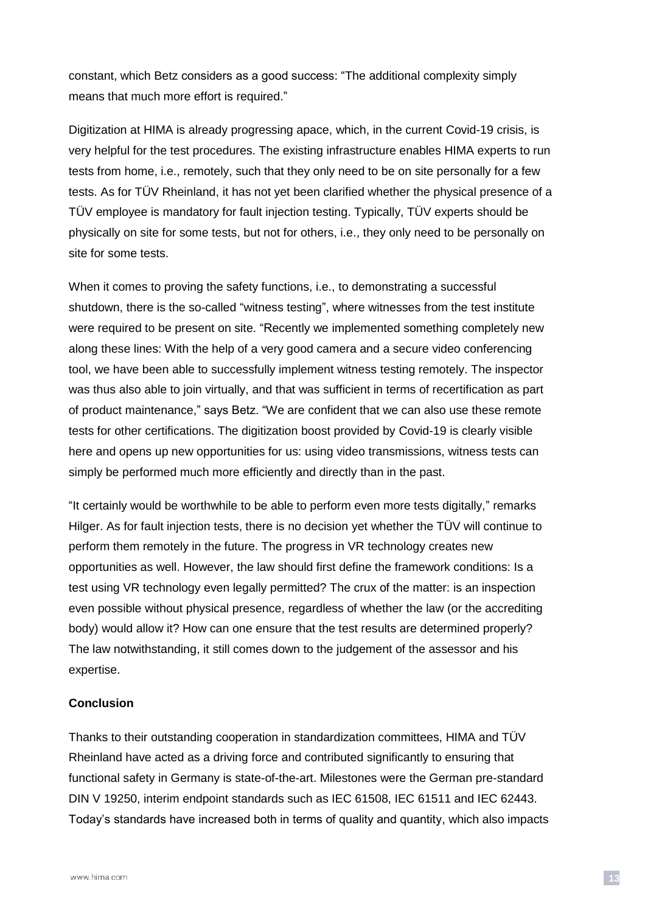constant, which Betz considers as a good success: "The additional complexity simply means that much more effort is required."

Digitization at HIMA is already progressing apace, which, in the current Covid-19 crisis, is very helpful for the test procedures. The existing infrastructure enables HIMA experts to run tests from home, i.e., remotely, such that they only need to be on site personally for a few tests. As for TÜV Rheinland, it has not yet been clarified whether the physical presence of a TÜV employee is mandatory for fault injection testing. Typically, TÜV experts should be physically on site for some tests, but not for others, i.e., they only need to be personally on site for some tests.

When it comes to proving the safety functions, i.e., to demonstrating a successful shutdown, there is the so-called "witness testing", where witnesses from the test institute were required to be present on site. "Recently we implemented something completely new along these lines: With the help of a very good camera and a secure video conferencing tool, we have been able to successfully implement witness testing remotely. The inspector was thus also able to join virtually, and that was sufficient in terms of recertification as part of product maintenance," says Betz. "We are confident that we can also use these remote tests for other certifications. The digitization boost provided by Covid-19 is clearly visible here and opens up new opportunities for us: using video transmissions, witness tests can simply be performed much more efficiently and directly than in the past.

"It certainly would be worthwhile to be able to perform even more tests digitally," remarks Hilger. As for fault injection tests, there is no decision yet whether the TÜV will continue to perform them remotely in the future. The progress in VR technology creates new opportunities as well. However, the law should first define the framework conditions: Is a test using VR technology even legally permitted? The crux of the matter: is an inspection even possible without physical presence, regardless of whether the law (or the accrediting body) would allow it? How can one ensure that the test results are determined properly? The law notwithstanding, it still comes down to the judgement of the assessor and his expertise.

**Conclusion**

Thanks to their outstanding cooperation in standardization committees, HIMA and TÜV Rheinland have acted as a driving force and contributed significantly to ensuring that functional safety in Germany is state-of-the-art. Milestones were the German pre-standard DIN V 19250, interim endpoint standards such as IEC 61508, IEC 61511 and IEC 62443. Today's standards have increased both in terms of quality and quantity, which also impacts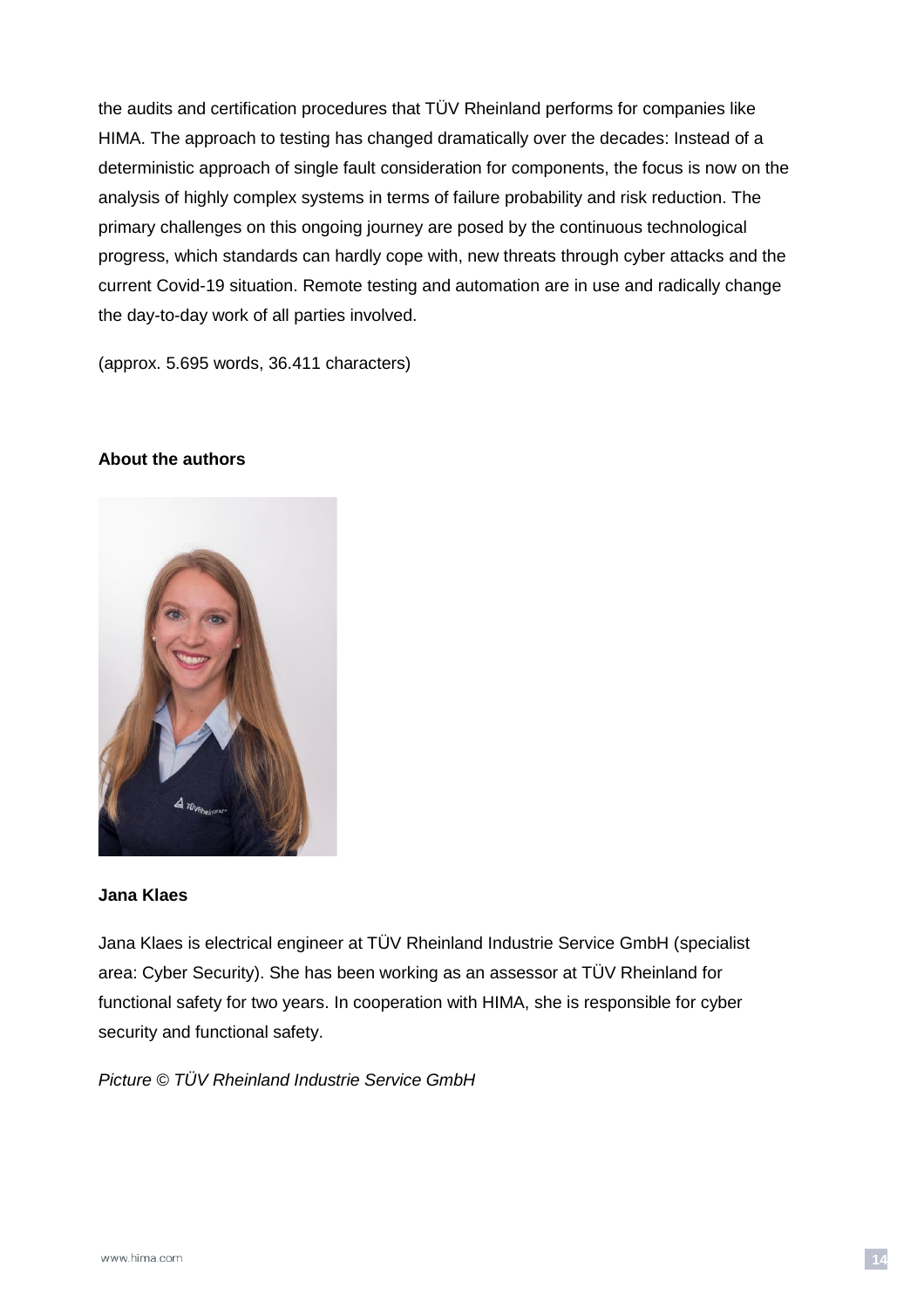the audits and certification procedures that TÜV Rheinland performs for companies like HIMA. The approach to testing has changed dramatically over the decades: Instead of a deterministic approach of single fault consideration for components, the focus is now on the analysis of highly complex systems in terms of failure probability and risk reduction. The primary challenges on this ongoing journey are posed by the continuous technological progress, which standards can hardly cope with, new threats through cyber attacks and the current Covid-19 situation. Remote testing and automation are in use and radically change the day-to-day work of all parties involved.

(approx. 5.695 words, 36.411 characters)

**About the authors**

**Jana Klaes**

Jana Klaes is electrical engineer at TÜV Rheinland Industrie Service GmbH (specialist area: Cyber Security). She has been working as an assessor at TÜV Rheinland for functional safety for two years. In cooperation with HIMA, she is responsible for cyber security and functional safety.

*Picture © TÜV Rheinland Industrie Service GmbH*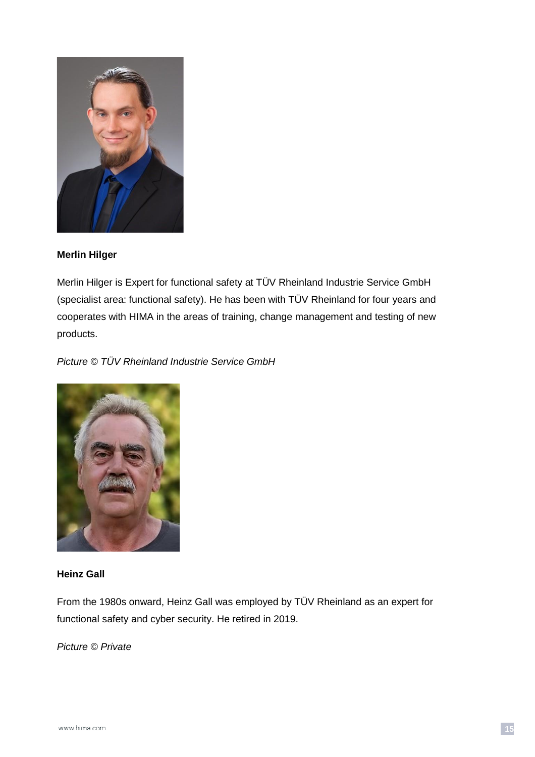**Merlin Hilger**

Merlin Hilger is Expert for functional safety at TÜV Rheinland Industrie Service GmbH (specialist area: functional safety). He has been with TÜV Rheinland for four years and cooperates with HIMA in the areas of training, change management and testing of new products.

*Picture © TÜV Rheinland Industrie Service GmbH*

**Heinz Gall**

From the 1980s onward, Heinz Gall was employed by TÜV Rheinland as an expert for functional safety and cyber security. He retired in 2019.

*Picture © Private*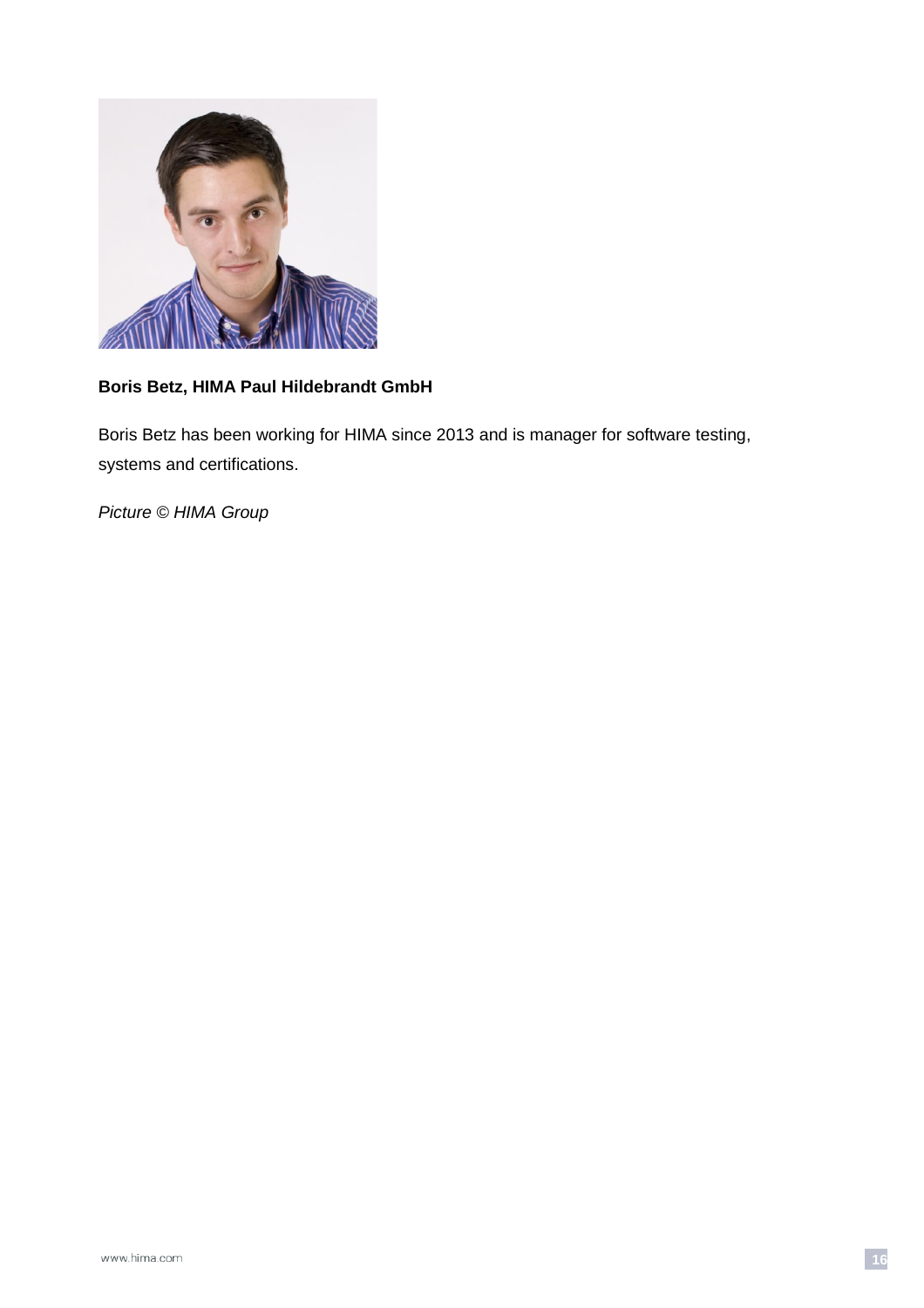**Boris Betz, HIMA Paul Hildebrandt GmbH**

Boris Betz has been working for HIMA since 2013 and is manager for software testing, systems and certifications.

*Picture © HIMA Group*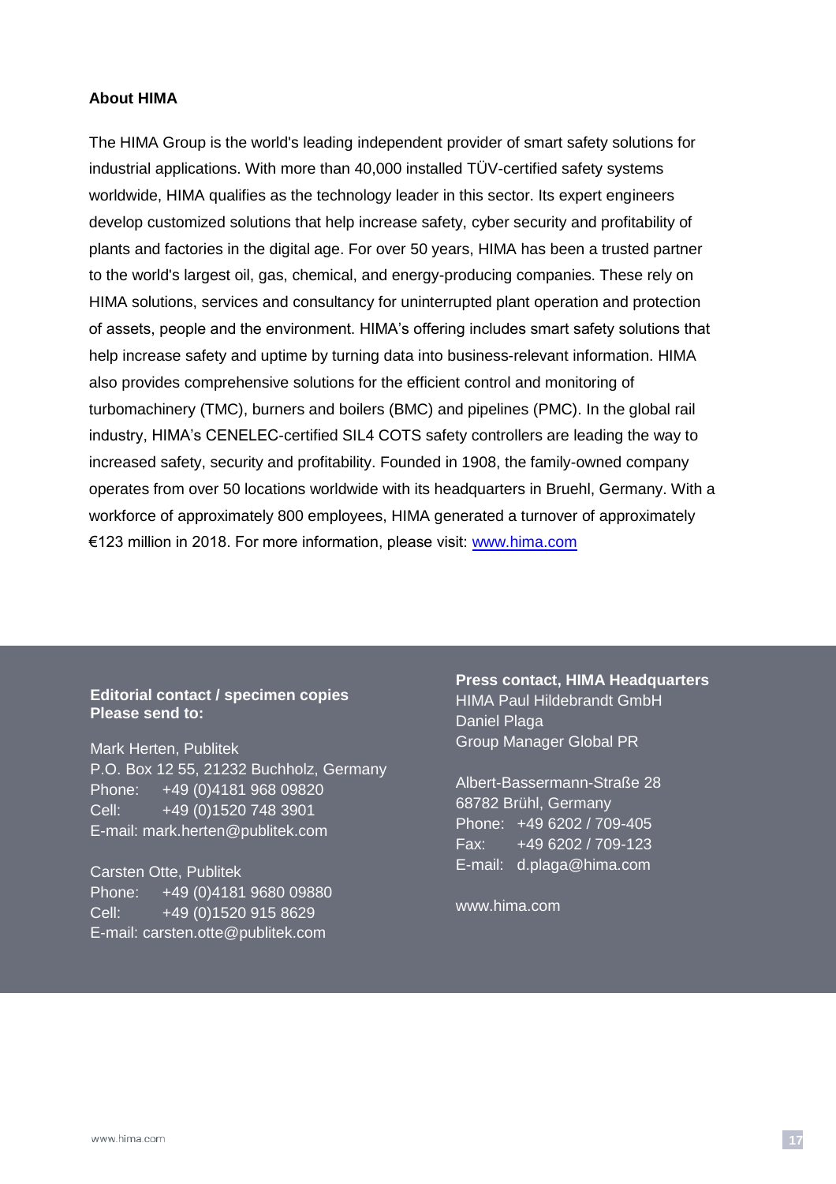**About HIMA**

The HIMA Group is the world's leading independent provider of smart safety solutions for industrial applications. With more than 40,000 installed TÜV-certified safety systems worldwide, HIMA qualifies as the technology leader in this sector. Its expert engineers develop customized solutions that help increase safety, cyber security and profitability of plants and factories in the digital age. For over 50 years, HIMA has been a trusted partner to the world's largest oil, gas, chemical, and energy-producing companies. These rely on HIMA solutions, services and consultancy for uninterrupted plant operation and protection of assets, people and the environment. HIMA's offering includes smart safety solutions that help increase safety and uptime by turning data into business-relevant information. HIMA also provides comprehensive solutions for the efficient control and monitoring of turbomachinery (TMC), burners and boilers (BMC) and pipelines (PMC). In the global rail industry, HIMA's CENELEC-certified SIL4 COTS safety controllers are leading the way to increased safety, security and profitability. Founded in 1908, the family-owned company operates from over 50 locations worldwide with its headquarters in Bruehl, Germany. With a workforce of approximately 800 employees, HIMA generated a turnover of approximately €123 million in 2018. For more information, please visit: www.hima.com

**Editorial contact / specimen copies**
**Please send to:**

Mark Herten, Publitek
P.O. Box 12 55, 21232 Buchholz, Germany
Phone: +49 (0)4181 968 09820
Cell: +49 (0)1520 748 3901
E-mail: mark.herten@publitek.com

Carsten Otte, Publitek
Phone: +49 (0)4181 9680 09880
Cell: +49 (0)1520 915 8629
E-mail: carsten.otte@publitek.com

**Press contact, HIMA Headquarters**
HIMA Paul Hildebrandt GmbH
Daniel Plaga
Group Manager Global PR

Albert-Bassermann-Straße 28
68782 Brühl, Germany
Phone: +49 6202 / 709-405
Fax: +49 6202 / 709-123
E-mail: d.plaga@hima.com

www.hima.com